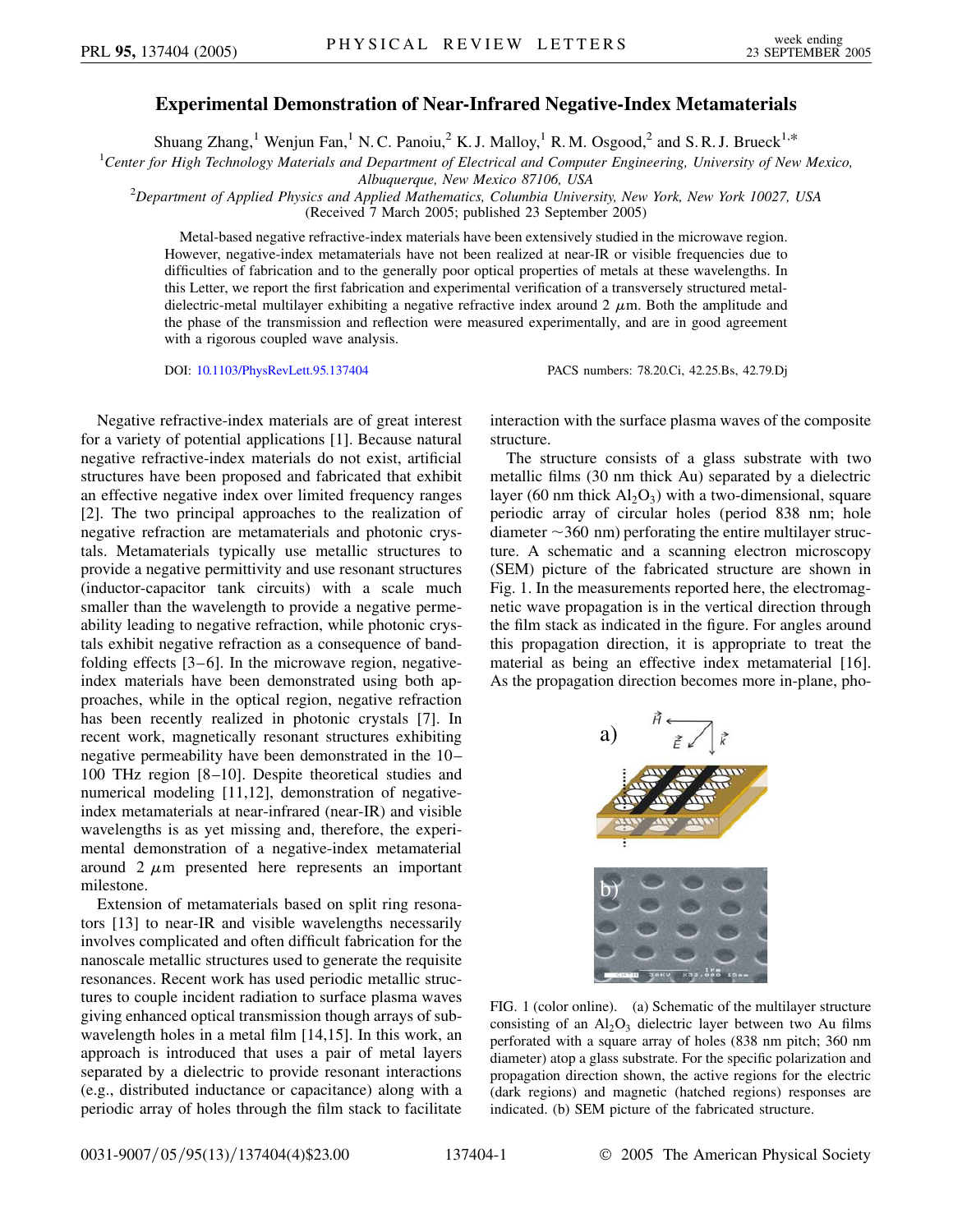# Experimental Demonstration of Near-Infrared Negative-Index Metamaterials

Shuang Zhang,[1] Wenjun Fan,[1] N. C. Panoiu,[2] K. J. Malloy,[1] R. M. Osgood,[2] and S. R. J. Brueck[1,*]

[1]Center for High Technology Materials and Department of Electrical and Computer Engineering, University of New Mexico, Albuquerque, New Mexico 87106, USA

[2]Department of Applied Physics and Applied Mathematics, Columbia University, New York, New York 10027, USA

(Received 7 March 2005; published 23 September 2005)

Metal-based negative refractive-index materials have been extensively studied in the microwave region. However, negative-index metamaterials have not been realized at near-IR or visible frequencies due to difficulties of fabrication and to the generally poor optical properties of metals at these wavelengths. In this Letter, we report the first fabrication and experimental verification of a transversely structured metal-dielectric-metal multilayer exhibiting a negative refractive index around 2 $\mu$m. Both the amplitude and the phase of the transmission and reflection were measured experimentally, and are in good agreement with a rigorous coupled wave analysis.

DOI: 10.1103/PhysRevLett.95.137404 PACS numbers: 78.20.Ci, 42.25.Bs, 42.79.Dj

Negative refractive-index materials are of great interest for a variety of potential applications [1]. Because natural negative refractive-index materials do not exist, artificial structures have been proposed and fabricated that exhibit an effective negative index over limited frequency ranges [2]. The two principal approaches to the realization of negative refraction are metamaterials and photonic crystals. Metamaterials typically use metallic structures to provide a negative permittivity and use resonant structures (inductor-capacitor tank circuits) with a scale much smaller than the wavelength to provide a negative permeability leading to negative refraction, while photonic crystals exhibit negative refraction as a consequence of band-folding effects [3–6]. In the microwave region, negative-index materials have been demonstrated using both approaches, while in the optical region, negative refraction has been recently realized in photonic crystals [7]. In recent work, magnetically resonant structures exhibiting negative permeability have been demonstrated in the 10–100 THz region [8–10]. Despite theoretical studies and numerical modeling [11,12], demonstration of negative-index metamaterials at near-infrared (near-IR) and visible wavelengths is as yet missing and, therefore, the experimental demonstration of a negative-index metamaterial around 2 $\mu$m presented here represents an important milestone.

Extension of metamaterials based on split ring resonators [13] to near-IR and visible wavelengths necessarily involves complicated and often difficult fabrication for the nanoscale metallic structures used to generate the requisite resonances. Recent work has used periodic metallic structures to couple incident radiation to surface plasma waves giving enhanced optical transmission though arrays of subwavelength holes in a metal film [14,15]. In this work, an approach is introduced that uses a pair of metal layers separated by a dielectric to provide resonant interactions (e.g., distributed inductance or capacitance) along with a periodic array of holes through the film stack to facilitate interaction with the surface plasma waves of the composite structure.

The structure consists of a glass substrate with two metallic films (30 nm thick Au) separated by a dielectric layer (60 nm thick $Al_2O_3$) with a two-dimensional, square periodic array of circular holes (period 838 nm; hole diameter ~360 nm) perforating the entire multilayer structure. A schematic and a scanning electron microscopy (SEM) picture of the fabricated structure are shown in Fig. 1. In the measurements reported here, the electromagnetic wave propagation is in the vertical direction through the film stack as indicated in the figure. For angles around this propagation direction, it is appropriate to treat the material as being an effective index metamaterial [16]. As the propagation direction becomes more in-plane, pho-

FIG. 1 (color online). (a) Schematic of the multilayer structure consisting of an $Al_2O_3$ dielectric layer between two Au films perforated with a square array of holes (838 nm pitch; 360 nm diameter) atop a glass substrate. For the specific polarization and propagation direction shown, the active regions for the electric (dark regions) and magnetic (hatched regions) responses are indicated. (b) SEM picture of the fabricated structure.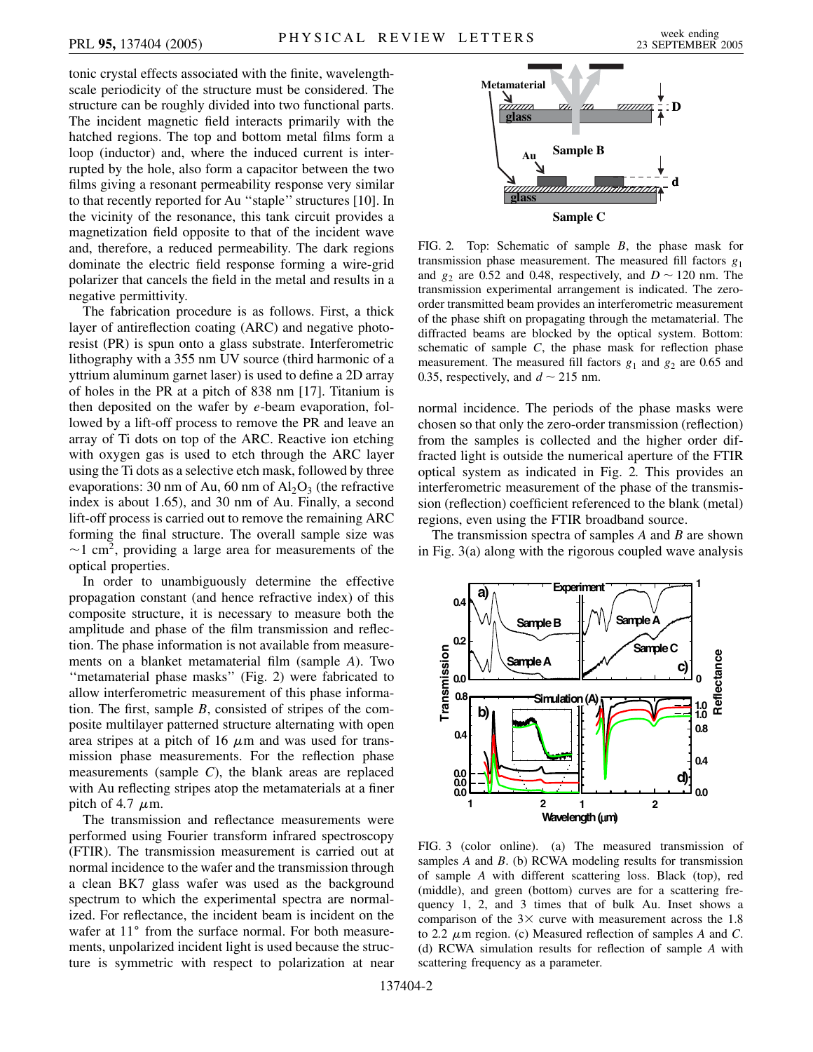tonic crystal effects associated with the finite, wavelength-scale periodicity of the structure must be considered. The structure can be roughly divided into two functional parts. The incident magnetic field interacts primarily with the hatched regions. The top and bottom metal films form a loop (inductor) and, where the induced current is interrupted by the hole, also form a capacitor between the two films giving a resonant permeability response very similar to that recently reported for Au ''staple'' structures [10]. In the vicinity of the resonance, this tank circuit provides a magnetization field opposite to that of the incident wave and, therefore, a reduced permeability. The dark regions dominate the electric field response forming a wire-grid polarizer that cancels the field in the metal and results in a negative permittivity.

The fabrication procedure is as follows. First, a thick layer of antireflection coating (ARC) and negative photoresist (PR) is spun onto a glass substrate. Interferometric lithography with a 355 nm UV source (third harmonic of a yttrium aluminum garnet laser) is used to define a 2D array of holes in the PR at a pitch of 838 nm [17]. Titanium is then deposited on the wafer by *e*-beam evaporation, followed by a lift-off process to remove the PR and leave an array of Ti dots on top of the ARC. Reactive ion etching with oxygen gas is used to etch through the ARC layer using the Ti dots as a selective etch mask, followed by three evaporations: 30 nm of Au, 60 nm of $Al_2O_3$ (the refractive index is about 1.65), and 30 nm of Au. Finally, a second lift-off process is carried out to remove the remaining ARC forming the final structure. The overall sample size was $\sim 1$ cm$^2$, providing a large area for measurements of the optical properties.

In order to unambiguously determine the effective propagation constant (and hence refractive index) of this composite structure, it is necessary to measure both the amplitude and phase of the film transmission and reflection. The phase information is not available from measurements on a blanket metamaterial film (sample *A*). Two ''metamaterial phase masks'' (Fig. 2) were fabricated to allow interferometric measurement of this phase information. The first, sample *B*, consisted of stripes of the composite multilayer patterned structure alternating with open area stripes at a pitch of 16 $\mu$m and was used for transmission phase measurements. For the reflection phase measurements (sample *C*), the blank areas are replaced with Au reflecting stripes atop the metamaterials at a finer pitch of 4.7 $\mu$m.

The transmission and reflectance measurements were performed using Fourier transform infrared spectroscopy (FTIR). The transmission measurement is carried out at normal incidence to the wafer and the transmission through a clean BK7 glass wafer was used as the background spectrum to which the experimental spectra are normalized. For reflectance, the incident beam is incident on the wafer at 11° from the surface normal. For both measurements, unpolarized incident light is used because the structure is symmetric with respect to polarization at near normal incidence. The periods of the phase masks were chosen so that only the zero-order transmission (reflection) from the samples is collected and the higher order diffracted light is outside the numerical aperture of the FTIR optical system as indicated in Fig. 2. This provides an interferometric measurement of the phase of the transmission (reflection) coefficient referenced to the blank (metal) regions, even using the FTIR broadband source.

FIG. 2. Top: Schematic of sample *B*, the phase mask for transmission phase measurement. The measured fill factors $g_1$ and $g_2$ are 0.52 and 0.48, respectively, and $D \sim 120$ nm. The transmission experimental arrangement is indicated. The zero-order transmitted beam provides an interferometric measurement of the phase shift on propagating through the metamaterial. The diffracted beams are blocked by the optical system. Bottom: schematic of sample *C*, the phase mask for reflection phase measurement. The measured fill factors $g_1$ and $g_2$ are 0.65 and 0.35, respectively, and $d \sim 215$ nm.

The transmission spectra of samples *A* and *B* are shown in Fig. 3(a) along with the rigorous coupled wave analysis

FIG. 3 (color online). (a) The measured transmission of samples *A* and *B*. (b) RCWA modeling results for transmission of sample *A* with different scattering loss. Black (top), red (middle), and green (bottom) curves are for a scattering frequency 1, 2, and 3 times that of bulk Au. Inset shows a comparison of the 3× curve with measurement across the 1.8 to 2.2 $\mu$m region. (c) Measured reflection of samples *A* and *C*. (d) RCWA simulation results for reflection of sample *A* with scattering frequency as a parameter.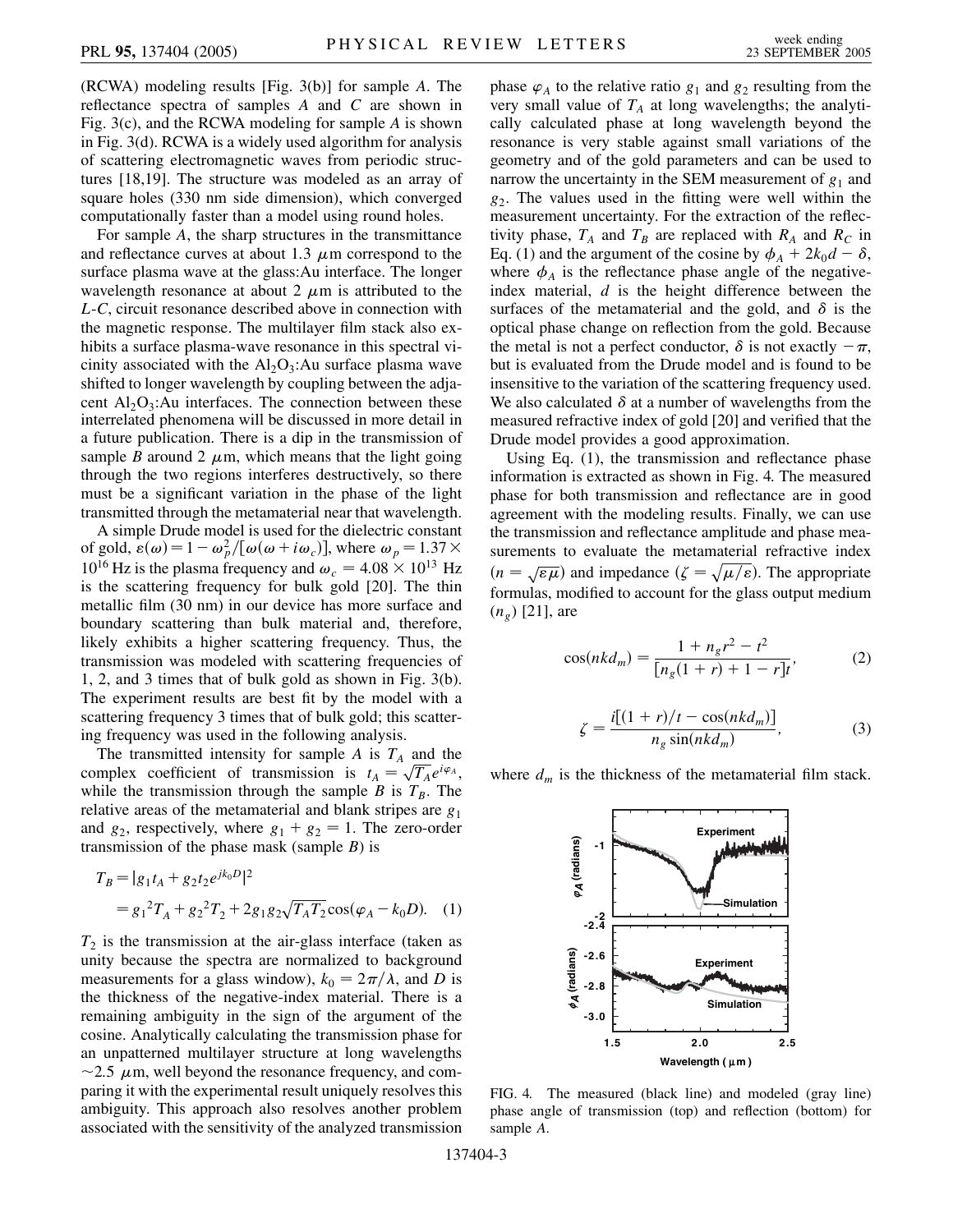(RCWA) modeling results [Fig. 3(b)] for sample $A$. The reflectance spectra of samples $A$ and $C$ are shown in Fig. 3(c), and the RCWA modeling for sample $A$ is shown in Fig. 3(d). RCWA is a widely used algorithm for analysis of scattering electromagnetic waves from periodic structures [18,19]. The structure was modeled as an array of square holes (330 nm side dimension), which converged computationally faster than a model using round holes.

For sample $A$, the sharp structures in the transmittance and reflectance curves at about 1.3 $\mu$m correspond to the surface plasma wave at the glass:Au interface. The longer wavelength resonance at about 2 $\mu$m is attributed to the $L$-$C$, circuit resonance described above in connection with the magnetic response. The multilayer film stack also exhibits a surface plasma-wave resonance in this spectral vicinity associated with the $Al_2O_3$:Au surface plasma wave shifted to longer wavelength by coupling between the adjacent $Al_2O_3$:Au interfaces. The connection between these interrelated phenomena will be discussed in more detail in a future publication. There is a dip in the transmission of sample $B$ around 2 $\mu$m, which means that the light going through the two regions interferes destructively, so there must be a significant variation in the phase of the light transmitted through the metamaterial near that wavelength.

A simple Drude model is used for the dielectric constant of gold, $\varepsilon(\omega) = 1 - \omega_p^2/[\omega(\omega + i\omega_c)]$, where $\omega_p = 1.37 \times 10^{16}$ Hz is the plasma frequency and $\omega_c = 4.08 \times 10^{13}$ Hz is the scattering frequency for bulk gold [20]. The thin metallic film (30 nm) in our device has more surface and boundary scattering than bulk material and, therefore, likely exhibits a higher scattering frequency. Thus, the transmission was modeled with scattering frequencies of 1, 2, and 3 times that of bulk gold as shown in Fig. 3(b). The experiment results are best fit by the model with a scattering frequency 3 times that of bulk gold; this scattering frequency was used in the following analysis.

The transmitted intensity for sample $A$ is $T_A$ and the complex coefficient of transmission is $t_A = \sqrt{T_A}e^{i\varphi_A}$, while the transmission through the sample $B$ is $T_B$. The relative areas of the metamaterial and blank stripes are $g_1$ and $g_2$, respectively, where $g_1 + g_2 = 1$. The zero-order transmission of the phase mask (sample $B$) is

$$
\begin{aligned}
T_B &= |g_1 t_A + g_2 t_2 e^{jk_0 D}|^2 \\
&= g_1{}^2 T_A + g_2{}^2 T_2 + 2g_1 g_2 \sqrt{T_A T_2}\cos(\varphi_A - k_0 D). \quad (1)
\end{aligned}
$$

$T_2$ is the transmission at the air-glass interface (taken as unity because the spectra are normalized to background measurements for a glass window), $k_0 = 2\pi/\lambda$, and $D$ is the thickness of the negative-index material. There is a remaining ambiguity in the sign of the argument of the cosine. Analytically calculating the transmission phase for an unpatterned multilayer structure at long wavelengths $\sim$2.5 $\mu$m, well beyond the resonance frequency, and comparing it with the experimental result uniquely resolves this ambiguity. This approach also resolves another problem associated with the sensitivity of the analyzed transmission phase $\varphi_A$ to the relative ratio $g_1$ and $g_2$ resulting from the very small value of $T_A$ at long wavelengths; the analytically calculated phase at long wavelength beyond the resonance is very stable against small variations of the geometry and of the gold parameters and can be used to narrow the uncertainty in the SEM measurement of $g_1$ and $g_2$. The values used in the fitting were well within the measurement uncertainty. For the extraction of the reflectivity phase, $T_A$ and $T_B$ are replaced with $R_A$ and $R_C$ in Eq. (1) and the argument of the cosine by $\phi_A + 2k_0 d - \delta$, where $\phi_A$ is the reflectance phase angle of the negative-index material, $d$ is the height difference between the surfaces of the metamaterial and the gold, and $\delta$ is the optical phase change on reflection from the gold. Because the metal is not a perfect conductor, $\delta$ is not exactly $-\pi$, but is evaluated from the Drude model and is found to be insensitive to the variation of the scattering frequency used. We also calculated $\delta$ at a number of wavelengths from the measured refractive index of gold [20] and verified that the Drude model provides a good approximation.

Using Eq. (1), the transmission and reflectance phase information is extracted as shown in Fig. 4. The measured phase for both transmission and reflectance are in good agreement with the modeling results. Finally, we can use the transmission and reflectance amplitude and phase measurements to evaluate the metamaterial refractive index ($n = \sqrt{\varepsilon\mu}$) and impedance ($\zeta = \sqrt{\mu/\varepsilon}$). The appropriate formulas, modified to account for the glass output medium ($n_g$) [21], are

$$
\cos(nkd_m) = \frac{1 + n_g r^2 - t^2}{[n_g(1 + r) + 1 - r]t}, \quad (2)
$$

$$
\zeta = \frac{i[(1 + r)/t - \cos(nkd_m)]}{n_g \sin(nkd_m)}, \quad (3)
$$

where $d_m$ is the thickness of the metamaterial film stack.

FIG. 4. The measured (black line) and modeled (gray line) phase angle of transmission (top) and reflection (bottom) for sample $A$.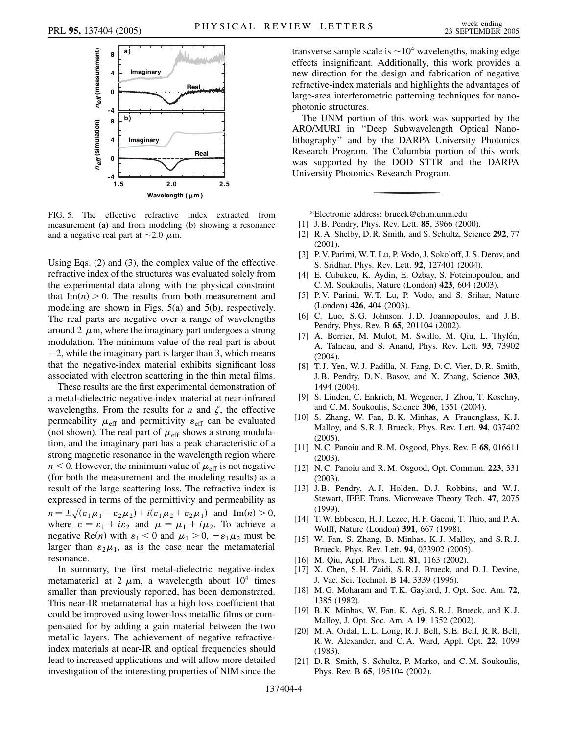a)

8

4

0

-4

Imaginary

Real

$n_{eff}$ (measurement)

b)

8

4

0

-4

Imaginary

Real

$n_{eff}$ (simulation)

1.5 2.0 2.5

Wavelength ($\mu$m)

FIG. 5. The effective refractive index extracted from measurement (a) and from modeling (b) showing a resonance and a negative real part at $\sim 2.0\ \mu$m.

Using Eqs. (2) and (3), the complex value of the effective refractive index of the structures was evaluated solely from the experimental data along with the physical constraint that $\mathrm{Im}(n) > 0$. The results from both measurement and modeling are shown in Figs. 5(a) and 5(b), respectively. The real parts are negative over a range of wavelengths around 2 $\mu$m, where the imaginary part undergoes a strong modulation. The minimum value of the real part is about $-2$, while the imaginary part is larger than 3, which means that the negative-index material exhibits significant loss associated with electron scattering in the thin metal films.

These results are the first experimental demonstration of a metal-dielectric negative-index material at near-infrared wavelengths. From the results for $n$ and $\zeta$, the effective permeability $\mu_{\mathrm{eff}}$ and permittivity $\varepsilon_{\mathrm{eff}}$ can be evaluated (not shown). The real part of $\mu_{\mathrm{eff}}$ shows a strong modulation, and the imaginary part has a peak characteristic of a strong magnetic resonance in the wavelength region where $n < 0$. However, the minimum value of $\mu_{\mathrm{eff}}$ is not negative (for both the measurement and the modeling results) as a result of the large scattering loss. The refractive index is expressed in terms of the permittivity and permeability as $n = \pm\sqrt{(\varepsilon_1\mu_1 - \varepsilon_2\mu_2) + i(\varepsilon_1\mu_2 + \varepsilon_2\mu_1)}$ and $\mathrm{Im}(n) > 0$, where $\varepsilon = \varepsilon_1 + i\varepsilon_2$ and $\mu = \mu_1 + i\mu_2$. To achieve a negative $\mathrm{Re}(n)$ with $\varepsilon_1 < 0$ and $\mu_1 > 0$, $-\varepsilon_1\mu_2$ must be larger than $\varepsilon_2\mu_1$, as is the case near the metamaterial resonance.

In summary, the first metal-dielectric negative-index metamaterial at 2 $\mu$m, a wavelength about $10^4$ times smaller than previously reported, has been demonstrated. This near-IR metamaterial has a high loss coefficient that could be improved using lower-loss metallic films or compensated for by adding a gain material between the two metallic layers. The achievement of negative refractive-index materials at near-IR and optical frequencies should lead to increased applications and will allow more detailed investigation of the interesting properties of NIM since the transverse sample scale is $\sim 10^4$ wavelengths, making edge effects insignificant. Additionally, this work provides a new direction for the design and fabrication of negative refractive-index materials and highlights the advantages of large-area interferometric patterning techniques for nano-photonic structures.

The UNM portion of this work was supported by the ARO/MURI in ''Deep Subwavelength Optical Nano-lithography'' and by the DARPA University Photonics Research Program. The Columbia portion of this work was supported by the DOD STTR and the DARPA University Photonics Research Program.

---

*Electronic address: brueck@chtm.unm.edu

[1] J. B. Pendry, Phys. Rev. Lett. **85**, 3966 (2000).
[2] R. A. Shelby, D. R. Smith, and S. Schultz, Science **292**, 77 (2001).
[3] P. V. Parimi, W. T. Lu, P. Vodo, J. Sokoloff, J. S. Derov, and S. Sridhar, Phys. Rev. Lett. **92**, 127401 (2004).
[4] E. Cubukcu, K. Aydin, E. Ozbay, S. Foteinopoulou, and C. M. Soukoulis, Nature (London) **423**, 604 (2003).
[5] P. V. Parimi, W. T. Lu, P. Vodo, and S. Srihar, Nature (London) **426**, 404 (2003).
[6] C. Luo, S. G. Johnson, J. D. Joannopoulos, and J. B. Pendry, Phys. Rev. B **65**, 201104 (2002).
[7] A. Berrier, M. Mulot, M. Swillo, M. Qiu, L. Thylén, A. Talneau, and S. Anand, Phys. Rev. Lett. **93**, 73902 (2004).
[8] T. J. Yen, W. J. Padilla, N. Fang, D. C. Vier, D. R. Smith, J. B. Pendry, D. N. Basov, and X. Zhang, Science **303**, 1494 (2004).
[9] S. Linden, C. Enkrich, M. Wegener, J. Zhou, T. Koschny, and C. M. Soukoulis, Science **306**, 1351 (2004).
[10] S. Zhang, W. Fan, B. K. Minhas, A. Frauenglass, K. J. Malloy, and S. R. J. Brueck, Phys. Rev. Lett. **94**, 037402 (2005).
[11] N. C. Panoiu and R. M. Osgood, Phys. Rev. E **68**, 016611 (2003).
[12] N. C. Panoiu and R. M. Osgood, Opt. Commun. **223**, 331 (2003).
[13] J. B. Pendry, A. J. Holden, D. J. Robbins, and W. J. Stewart, IEEE Trans. Microwave Theory Tech. **47**, 2075 (1999).
[14] T. W. Ebbesen, H. J. Lezec, H. F. Gaemi, T. Thio, and P. A. Wolff, Nature (London) **391**, 667 (1998).
[15] W. Fan, S. Zhang, B. Minhas, K. J. Malloy, and S. R. J. Brueck, Phys. Rev. Lett. **94**, 033902 (2005).
[16] M. Qiu, Appl. Phys. Lett. **81**, 1163 (2002).
[17] X. Chen, S. H. Zaidi, S. R. J. Brueck, and D. J. Devine, J. Vac. Sci. Technol. B **14**, 3339 (1996).
[18] M. G. Moharam and T. K. Gaylord, J. Opt. Soc. Am. **72**, 1385 (1982).
[19] B. K. Minhas, W. Fan, K. Agi, S. R. J. Brueck, and K. J. Malloy, J. Opt. Soc. Am. A **19**, 1352 (2002).
[20] M. A. Ordal, L. L. Long, R. J. Bell, S. E. Bell, R. R. Bell, R. W. Alexander, and C. A. Ward, Appl. Opt. **22**, 1099 (1983).
[21] D. R. Smith, S. Schultz, P. Marko, and C. M. Soukoulis, Phys. Rev. B **65**, 195104 (2002).